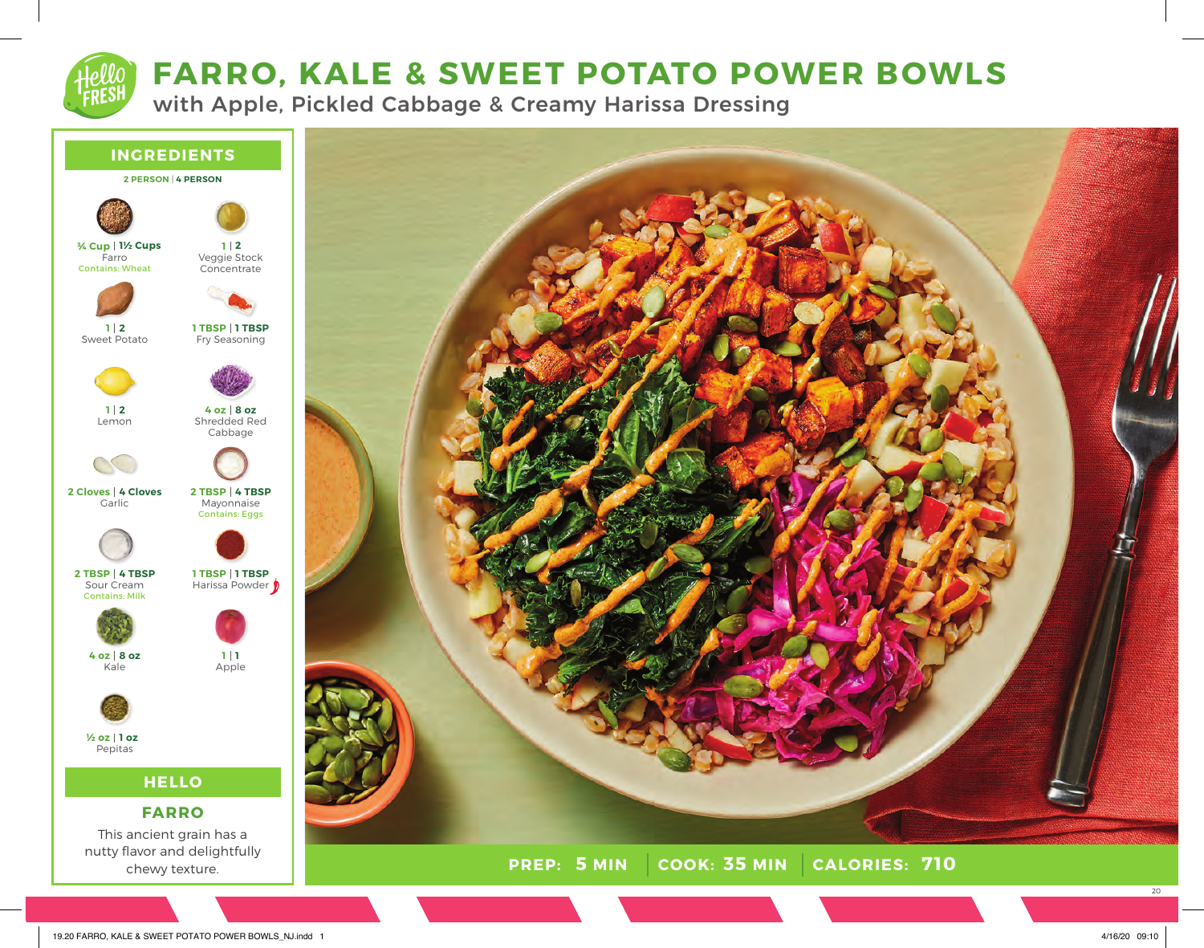# FARRO, KALE & SWEET POTATO POWER BOWLS

## with Apple, Pickled Cabbage & Creamy Harissa Dressing

## INGREDIENTS

**2 PERSON | 4 PERSON**

- **¾ Cup | 1½ Cups** Farro — Contains: Wheat
- **1 | 2** Veggie Stock Concentrate
- **1 | 2** Sweet Potato
- **1 TBSP | 1 TBSP** Fry Seasoning
- **1 | 2** Lemon
- **4 oz | 8 oz** Shredded Red Cabbage
- **2 Cloves | 4 Cloves** Garlic
- **2 TBSP | 4 TBSP** Mayonnaise — Contains: Eggs
- **2 TBSP | 4 TBSP** Sour Cream — Contains: Milk
- **1 TBSP | 1 TBSP** Harissa Powder
- **4 oz | 8 oz** Kale
- **1 | 1** Apple
- **½ oz | 1 oz** Pepitas

## HELLO

### FARRO

This ancient grain has a nutty flavor and delightfully chewy texture.

**PREP: 5 MIN | COOK: 35 MIN | CALORIES: 710**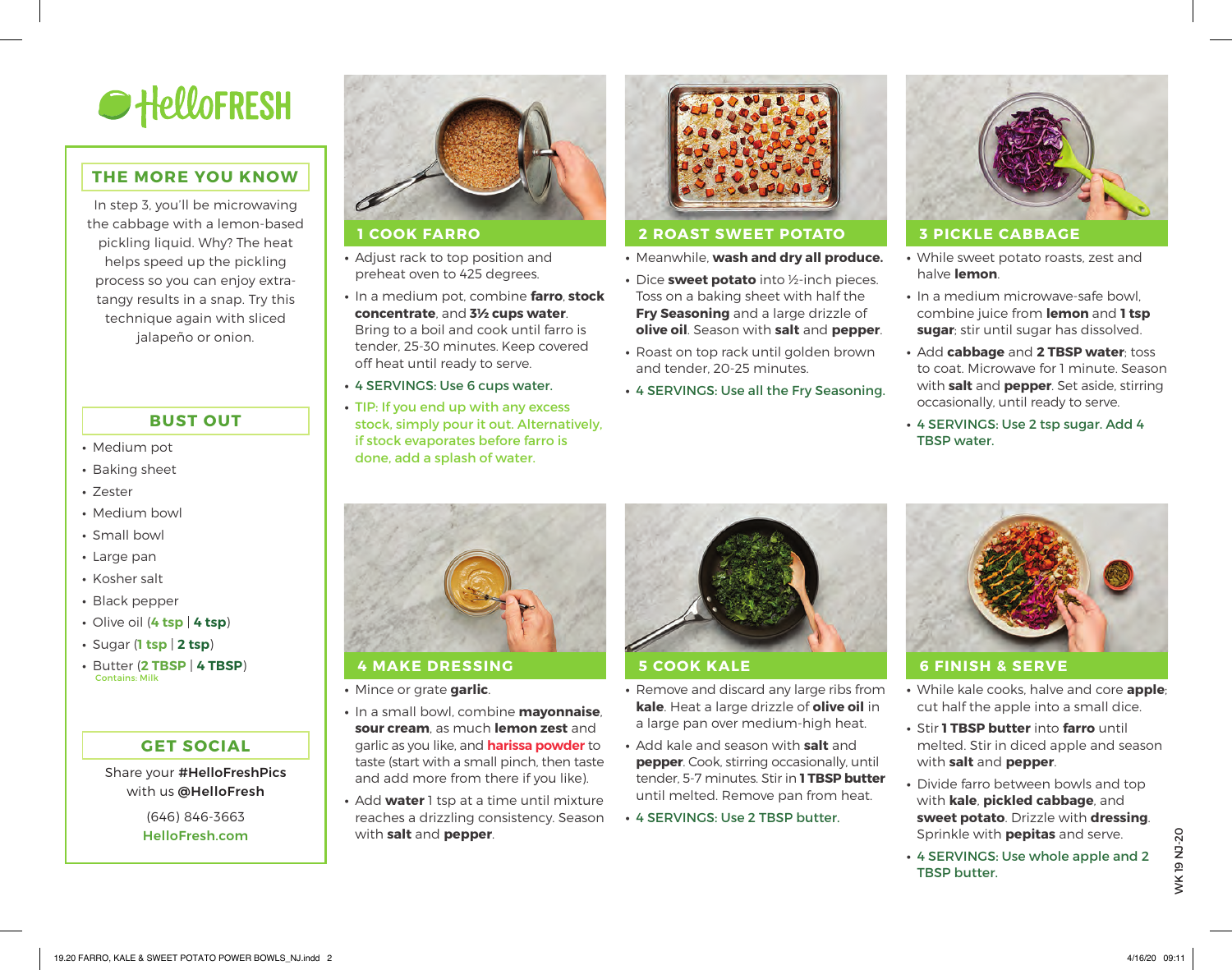# HelloFRESH

## THE MORE YOU KNOW

In step 3, you'll be microwaving the cabbage with a lemon-based pickling liquid. Why? The heat helps speed up the pickling process so you can enjoy extra-tangy results in a snap. Try this technique again with sliced jalapeño or onion.

## BUST OUT

- Medium pot
- Baking sheet
- Zester
- Medium bowl
- Small bowl
- Large pan
- Kosher salt
- Black pepper
- Olive oil (4 tsp | 4 tsp)
- Sugar (1 tsp | 2 tsp)
- Butter (2 TBSP | 4 TBSP)
  Contains: Milk

## GET SOCIAL

Share your **#HelloFreshPics** with us **@HelloFresh**

(646) 846-3663

HelloFresh.com

## 1 COOK FARRO

- Adjust rack to top position and preheat oven to 425 degrees.
- In a medium pot, combine **farro**, **stock concentrate**, and **3½ cups water**. Bring to a boil and cook until farro is tender, 25-30 minutes. Keep covered off heat until ready to serve.
- 4 SERVINGS: Use 6 cups water.
- TIP: If you end up with any excess stock, simply pour it out. Alternatively, if stock evaporates before farro is done, add a splash of water.

## 2 ROAST SWEET POTATO

- Meanwhile, **wash and dry all produce.**
- Dice **sweet potato** into ½-inch pieces. Toss on a baking sheet with half the **Fry Seasoning** and a large drizzle of **olive oil**. Season with **salt** and **pepper**.
- Roast on top rack until golden brown and tender, 20-25 minutes.
- 4 SERVINGS: Use all the Fry Seasoning.

## 3 PICKLE CABBAGE

- While sweet potato roasts, zest and halve **lemon**.
- In a medium microwave-safe bowl, combine juice from **lemon** and **1 tsp sugar**; stir until sugar has dissolved.
- Add **cabbage** and **2 TBSP water**; toss to coat. Microwave for 1 minute. Season with **salt** and **pepper**. Set aside, stirring occasionally, until ready to serve.
- 4 SERVINGS: Use 2 tsp sugar. Add 4 TBSP water.

## 4 MAKE DRESSING

- Mince or grate **garlic**.
- In a small bowl, combine **mayonnaise**, **sour cream**, as much **lemon zest** and garlic as you like, and **harissa powder** to taste (start with a small pinch, then taste and add more from there if you like).
- Add **water** 1 tsp at a time until mixture reaches a drizzling consistency. Season with **salt** and **pepper**.

## 5 COOK KALE

- Remove and discard any large ribs from **kale**. Heat a large drizzle of **olive oil** in a large pan over medium-high heat.
- Add kale and season with **salt** and **pepper**. Cook, stirring occasionally, until tender, 5-7 minutes. Stir in **1 TBSP butter** until melted. Remove pan from heat.
- 4 SERVINGS: Use 2 TBSP butter.

## 6 FINISH & SERVE

- While kale cooks, halve and core **apple**; cut half the apple into a small dice.
- Stir **1 TBSP butter** into **farro** until melted. Stir in diced apple and season with **salt** and **pepper**.
- Divide farro between bowls and top with **kale**, **pickled cabbage**, and **sweet potato**. Drizzle with **dressing**. Sprinkle with **pepitas** and serve.
- 4 SERVINGS: Use whole apple and 2 TBSP butter.

WK 19 NJ-20